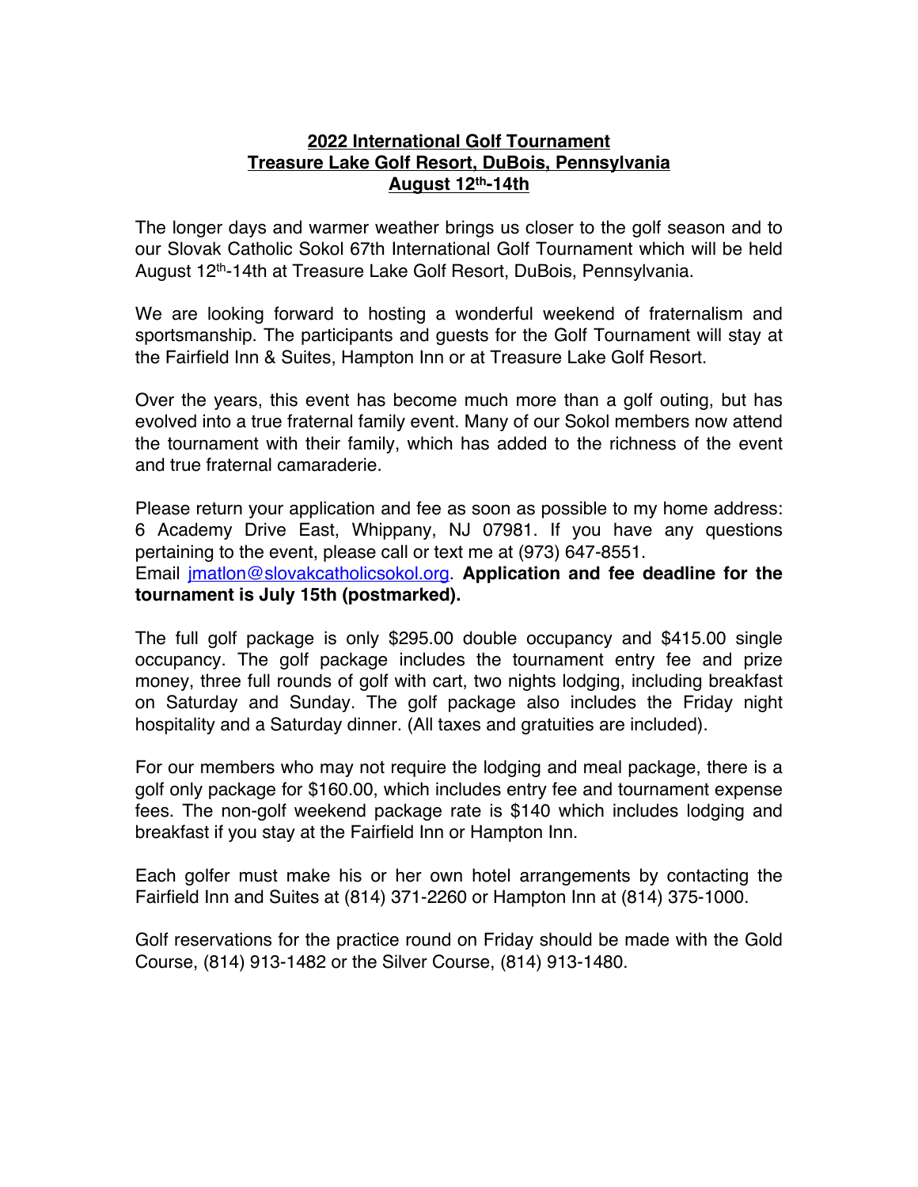**2022 International Golf Tournament**
**Treasure Lake Golf Resort, DuBois, Pennsylvania**
**August 12th-14th**

The longer days and warmer weather brings us closer to the golf season and to our Slovak Catholic Sokol 67th International Golf Tournament which will be held August 12th-14th at Treasure Lake Golf Resort, DuBois, Pennsylvania.

We are looking forward to hosting a wonderful weekend of fraternalism and sportsmanship. The participants and guests for the Golf Tournament will stay at the Fairfield Inn & Suites, Hampton Inn or at Treasure Lake Golf Resort.

Over the years, this event has become much more than a golf outing, but has evolved into a true fraternal family event. Many of our Sokol members now attend the tournament with their family, which has added to the richness of the event and true fraternal camaraderie.

Please return your application and fee as soon as possible to my home address: 6 Academy Drive East, Whippany, NJ 07981. If you have any questions pertaining to the event, please call or text me at (973) 647-8551.
Email jmatlon@slovakcatholicsokol.org. **Application and fee deadline for the tournament is July 15th (postmarked).**

The full golf package is only $295.00 double occupancy and $415.00 single occupancy. The golf package includes the tournament entry fee and prize money, three full rounds of golf with cart, two nights lodging, including breakfast on Saturday and Sunday. The golf package also includes the Friday night hospitality and a Saturday dinner. (All taxes and gratuities are included).

For our members who may not require the lodging and meal package, there is a golf only package for $160.00, which includes entry fee and tournament expense fees. The non-golf weekend package rate is $140 which includes lodging and breakfast if you stay at the Fairfield Inn or Hampton Inn.

Each golfer must make his or her own hotel arrangements by contacting the Fairfield Inn and Suites at (814) 371-2260 or Hampton Inn at (814) 375-1000.

Golf reservations for the practice round on Friday should be made with the Gold Course, (814) 913-1482 or the Silver Course, (814) 913-1480.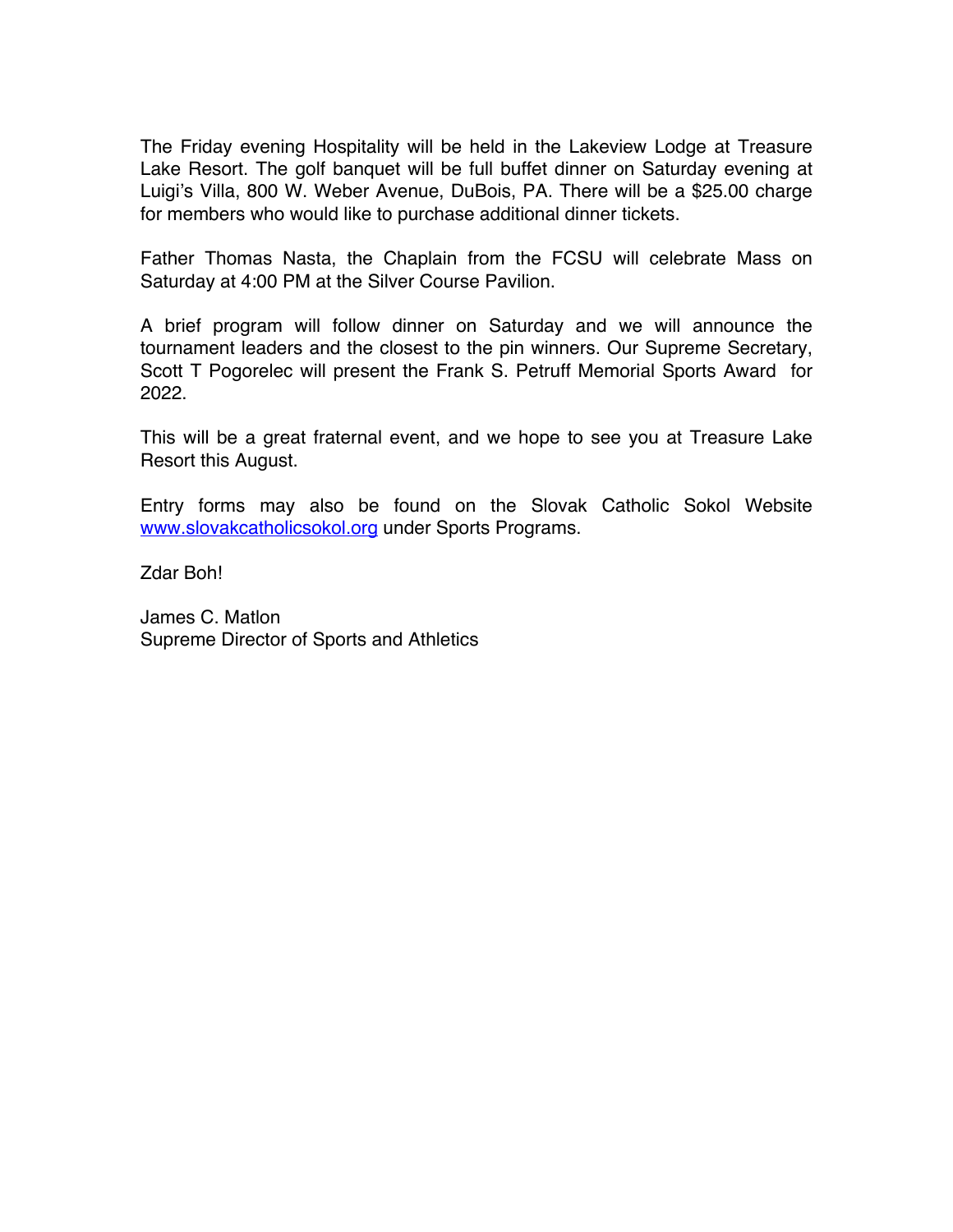The Friday evening Hospitality will be held in the Lakeview Lodge at Treasure Lake Resort. The golf banquet will be full buffet dinner on Saturday evening at Luigi's Villa, 800 W. Weber Avenue, DuBois, PA. There will be a $25.00 charge for members who would like to purchase additional dinner tickets.

Father Thomas Nasta, the Chaplain from the FCSU will celebrate Mass on Saturday at 4:00 PM at the Silver Course Pavilion.

A brief program will follow dinner on Saturday and we will announce the tournament leaders and the closest to the pin winners. Our Supreme Secretary, Scott T Pogorelec will present the Frank S. Petruff Memorial Sports Award for 2022.

This will be a great fraternal event, and we hope to see you at Treasure Lake Resort this August.

Entry forms may also be found on the Slovak Catholic Sokol Website [www.slovakcatholicsokol.org](http://www.slovakcatholicsokol.org) under Sports Programs.

Zdar Boh!

James C. Matlon
Supreme Director of Sports and Athletics